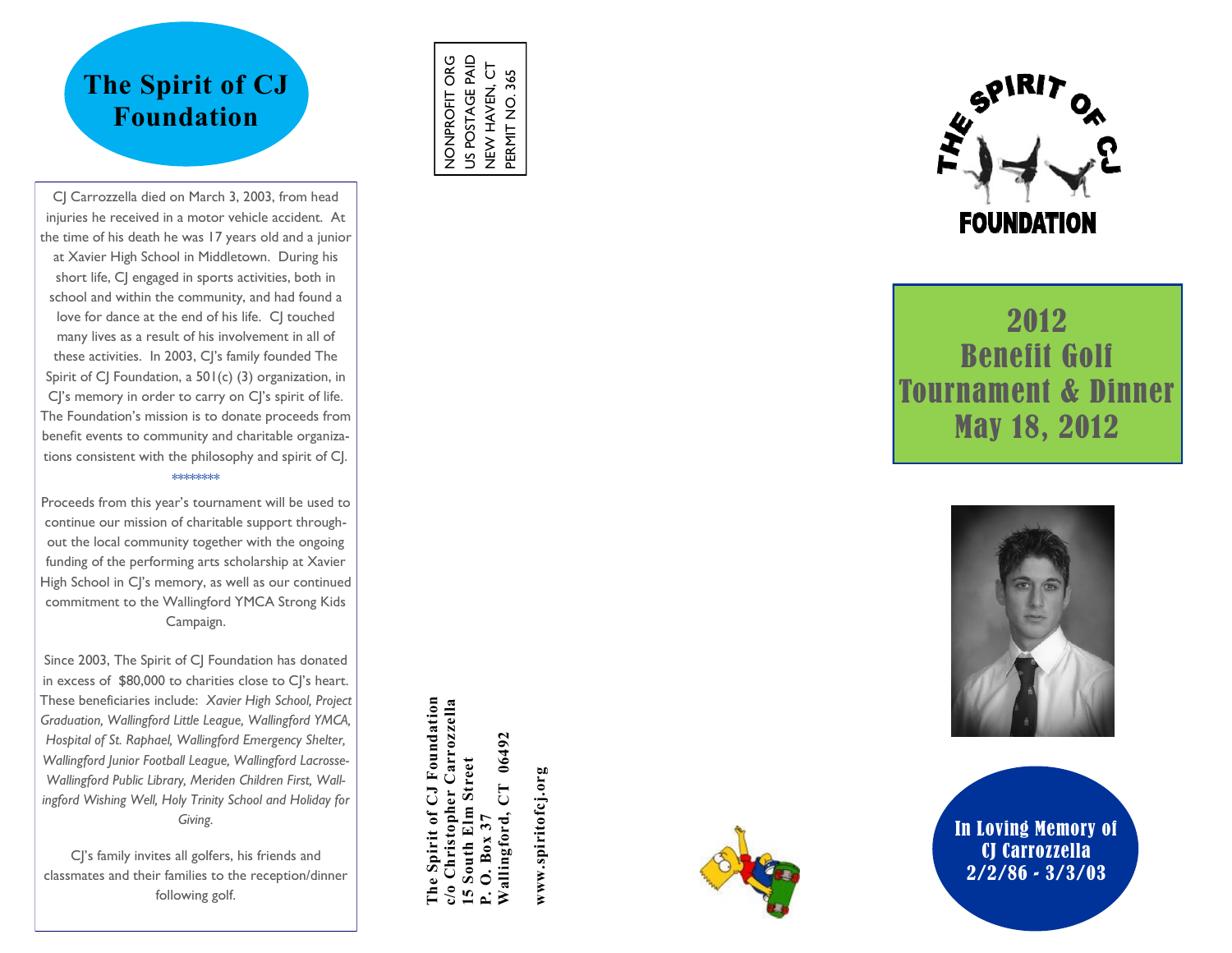# The Spirit of CJ Foundation

CJ Carrozzella died on March 3, 2003, from head injuries he received in a motor vehicle accident. At the time of his death he was 17 years old and a junior at Xavier High School in Middletown. During his short life, CJ engaged in sports activities, both in school and within the community, and had found a love for dance at the end of his life. CJ touched many lives as a result of his involvement in all of these activities. In 2003, CJ's family founded The Spirit of CJ Foundation, a 501(c) (3) organization, in CJ's memory in order to carry on CJ's spirit of life. The Foundation's mission is to donate proceeds from benefit events to community and charitable organizations consistent with the philosophy and spirit of CJ.

********

Proceeds from this year's tournament will be used to continue our mission of charitable support throughout the local community together with the ongoing funding of the performing arts scholarship at Xavier High School in CJ's memory, as well as our continued commitment to the Wallingford YMCA Strong Kids Campaign.

Since 2003, The Spirit of CJ Foundation has donated in excess of $80,000 to charities close to CJ's heart. These beneficiaries include: *Xavier High School, Project Graduation, Wallingford Little League, Wallingford YMCA, Hospital of St. Raphael, Wallingford Emergency Shelter, Wallingford Junior Football League, Wallingford Lacrosse-Wallingford Public Library, Meriden Children First, Wallingford Wishing Well, Holy Trinity School and Holiday for Giving.*

CJ's family invites all golfers, his friends and classmates and their families to the reception/dinner following golf.

NONPROFIT ORG
US POSTAGE PAID
NEW HAVEN, CT
PERMIT NO. 365

**The Spirit of CJ Foundation**
**c/o Christopher Carrozzella**
**15 South Elm Street**
**P. O. Box 37**
**Wallingford, CT 06492**

**www.spiritofcj.org**

THE SPIRIT OF CJ FOUNDATION

## 2012 Benefit Golf Tournament & Dinner May 18, 2012

**In Loving Memory of CJ Carrozzella 2/2/86 - 3/3/03**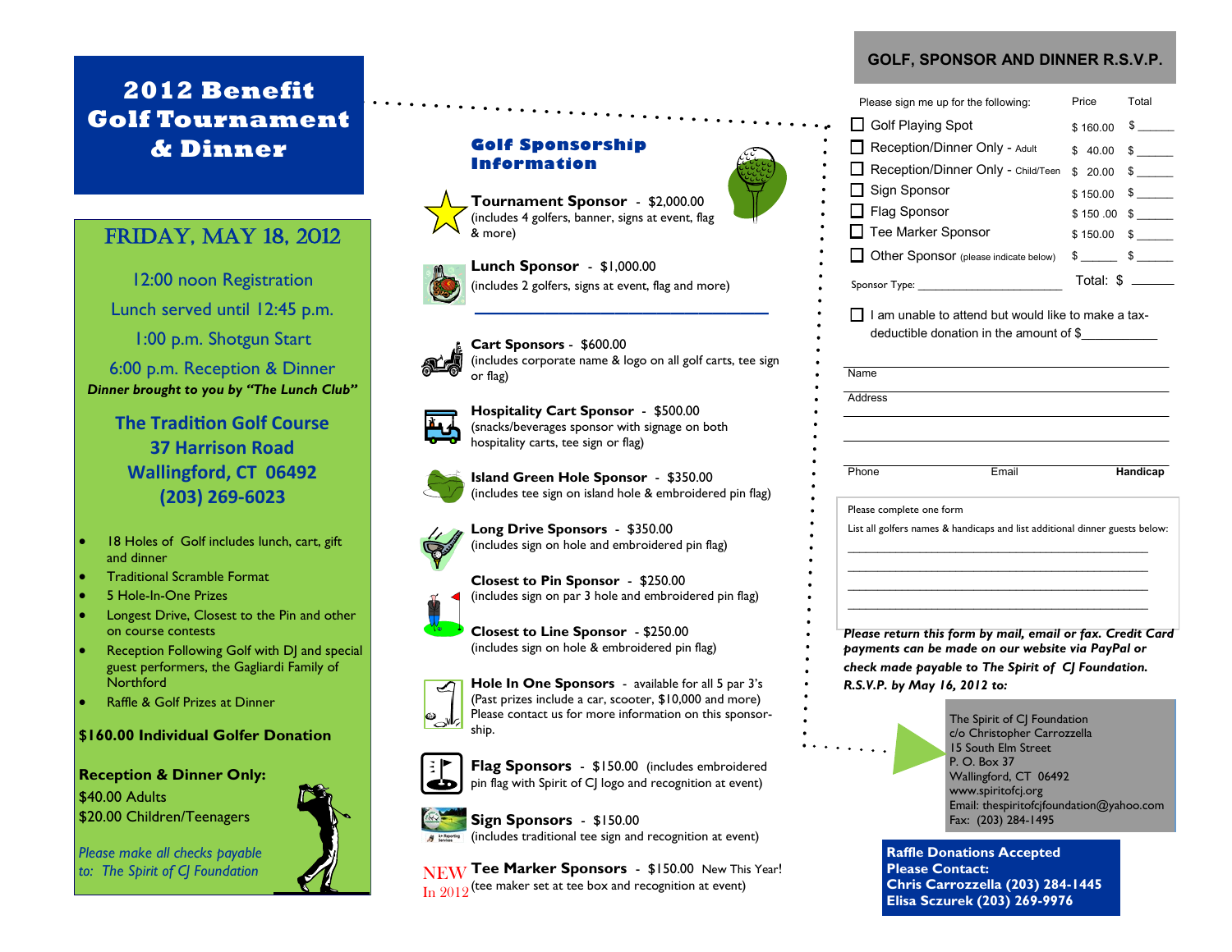# 2012 Benefit Golf Tournament & Dinner

## FRIDAY, MAY 18, 2012

12:00 noon Registration

Lunch served until 12:45 p.m.

1:00 p.m. Shotgun Start

6:00 p.m. Reception & Dinner

***Dinner brought to you by "The Lunch Club"***

**The Tradition Golf Course**
**37 Harrison Road**
**Wallingford, CT 06492**
**(203) 269-6023**

- 18 Holes of Golf includes lunch, cart, gift and dinner
- Traditional Scramble Format
- 5 Hole-In-One Prizes
- Longest Drive, Closest to the Pin and other on course contests
- Reception Following Golf with DJ and special guest performers, the Gagliardi Family of Northford
- Raffle & Golf Prizes at Dinner

**$160.00 Individual Golfer Donation**

**Reception & Dinner Only:**
$40.00 Adults
$20.00 Children/Teenagers

*Please make all checks payable to: The Spirit of CJ Foundation*

## Golf Sponsorship Information

**Tournament Sponsor** - $2,000.00
(includes 4 golfers, banner, signs at event, flag & more)

**Lunch Sponsor** - $1,000.00
(includes 2 golfers, signs at event, flag and more)

**Cart Sponsors** - $600.00
(includes corporate name & logo on all golf carts, tee sign or flag)

**Hospitality Cart Sponsor** - $500.00
(snacks/beverages sponsor with signage on both hospitality carts, tee sign or flag)

**Island Green Hole Sponsor** - $350.00
(includes tee sign on island hole & embroidered pin flag)

**Long Drive Sponsors** - $350.00
(includes sign on hole and embroidered pin flag)

**Closest to Pin Sponsor** - $250.00
(includes sign on par 3 hole and embroidered pin flag)

**Closest to Line Sponsor** - $250.00
(includes sign on hole & embroidered pin flag)

**Hole In One Sponsors** - available for all 5 par 3's
(Past prizes include a car, scooter, $10,000 and more)
Please contact us for more information on this sponsorship.

**Flag Sponsors** - $150.00 (includes embroidered pin flag with Spirit of CJ logo and recognition at event)

**Sign Sponsors** - $150.00
(includes traditional tee sign and recognition at event)

NEW In 2012 **Tee Marker Sponsors** - $150.00 New This Year!
(tee maker set at tee box and recognition at event)

## GOLF, SPONSOR AND DINNER R.S.V.P.

| Please sign me up for the following: | Price | Total |
|---|---|---|
| ☐ Golf Playing Spot | $ 160.00 | $ ______ |
| ☐ Reception/Dinner Only - Adult | $ 40.00 | $ ______ |
| ☐ Reception/Dinner Only - Child/Teen | $ 20.00 | $ ______ |
| ☐ Sign Sponsor | $ 150.00 | $ ______ |
| ☐ Flag Sponsor | $ 150 .00 | $ ______ |
| ☐ Tee Marker Sponsor | $ 150.00 | $ ______ |
| ☐ Other Sponsor (please indicate below) | $ _____ | $ ______ |
| Sponsor Type: ______________________ | Total: $ | ______ |

☐ I am unable to attend but would like to make a tax-deductible donation in the amount of $___________

Name

Address

Phone | Email | **Handicap**

Please complete one form

List all golfers names & handicaps and list additional dinner guests below:

________________________________________
________________________________________
________________________________________
________________________________________

***Please return this form by mail, email or fax. Credit Card payments can be made on our website via PayPal or check made payable to The Spirit of CJ Foundation. R.S.V.P. by May 16, 2012 to:***

The Spirit of CJ Foundation
c/o Christopher Carrozzella
15 South Elm Street
P. O. Box 37
Wallingford, CT 06492
www.spiritofcj.org
Email: thespiritofcjfoundation@yahoo.com
Fax: (203) 284-1495

**Raffle Donations Accepted**
**Please Contact:**
**Chris Carrozzella (203) 284-1445**
**Elisa Sczurek (203) 269-9976**